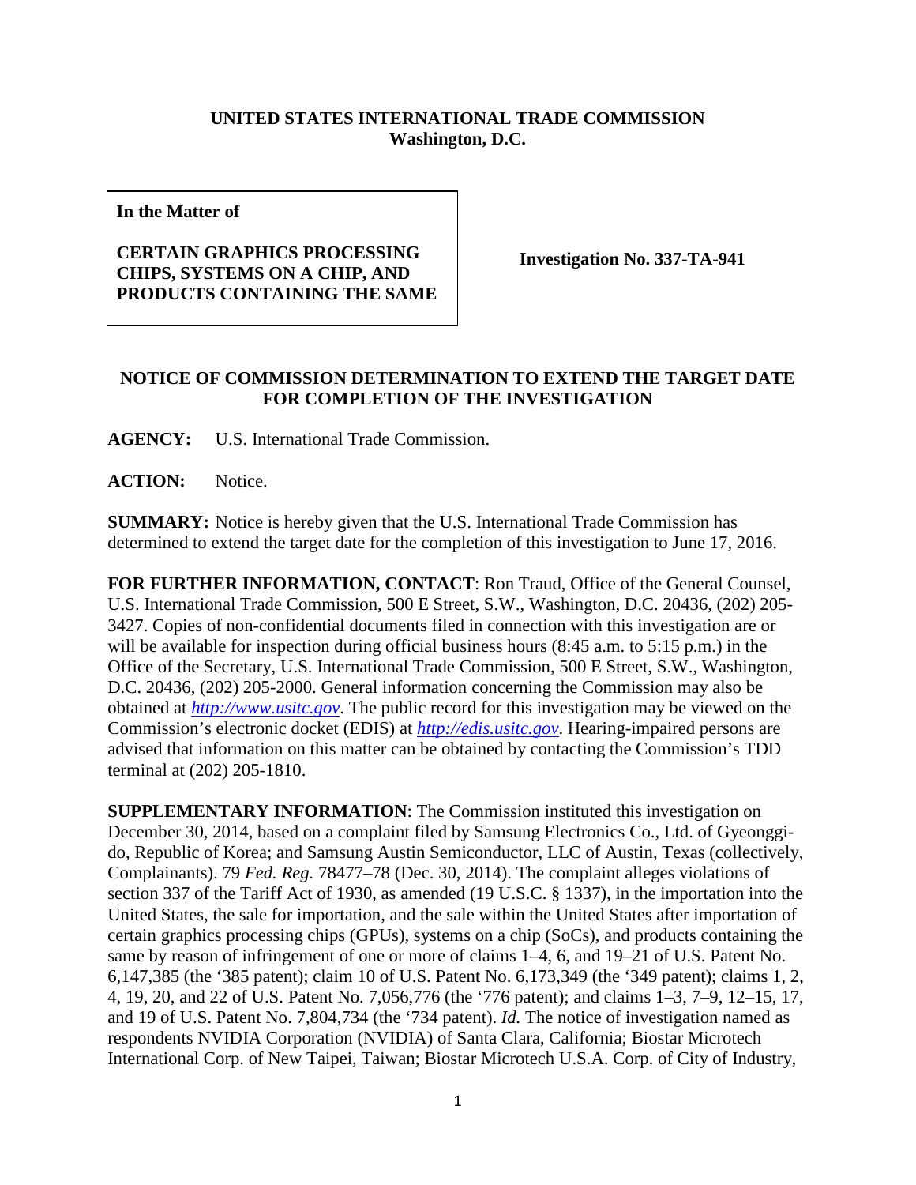**UNITED STATES INTERNATIONAL TRADE COMMISSION**
**Washington, D.C.**

| **In the Matter of** **CERTAIN GRAPHICS PROCESSING CHIPS, SYSTEMS ON A CHIP, AND PRODUCTS CONTAINING THE SAME** | **Investigation No. 337-TA-941** |
| --- | --- |

**NOTICE OF COMMISSION DETERMINATION TO EXTEND THE TARGET DATE FOR COMPLETION OF THE INVESTIGATION**

**AGENCY:** U.S. International Trade Commission.

**ACTION:** Notice.

**SUMMARY:** Notice is hereby given that the U.S. International Trade Commission has determined to extend the target date for the completion of this investigation to June 17, 2016.

**FOR FURTHER INFORMATION, CONTACT**: Ron Traud, Office of the General Counsel, U.S. International Trade Commission, 500 E Street, S.W., Washington, D.C. 20436, (202) 205-3427. Copies of non-confidential documents filed in connection with this investigation are or will be available for inspection during official business hours (8:45 a.m. to 5:15 p.m.) in the Office of the Secretary, U.S. International Trade Commission, 500 E Street, S.W., Washington, D.C. 20436, (202) 205-2000. General information concerning the Commission may also be obtained at *http://www.usitc.gov*. The public record for this investigation may be viewed on the Commission's electronic docket (EDIS) at *http://edis.usitc.gov*. Hearing-impaired persons are advised that information on this matter can be obtained by contacting the Commission's TDD terminal at (202) 205-1810.

**SUPPLEMENTARY INFORMATION**: The Commission instituted this investigation on December 30, 2014, based on a complaint filed by Samsung Electronics Co., Ltd. of Gyeonggi-do, Republic of Korea; and Samsung Austin Semiconductor, LLC of Austin, Texas (collectively, Complainants). 79 *Fed. Reg.* 78477–78 (Dec. 30, 2014). The complaint alleges violations of section 337 of the Tariff Act of 1930, as amended (19 U.S.C. § 1337), in the importation into the United States, the sale for importation, and the sale within the United States after importation of certain graphics processing chips (GPUs), systems on a chip (SoCs), and products containing the same by reason of infringement of one or more of claims 1–4, 6, and 19–21 of U.S. Patent No. 6,147,385 (the '385 patent); claim 10 of U.S. Patent No. 6,173,349 (the '349 patent); claims 1, 2, 4, 19, 20, and 22 of U.S. Patent No. 7,056,776 (the '776 patent); and claims 1–3, 7–9, 12–15, 17, and 19 of U.S. Patent No. 7,804,734 (the '734 patent). *Id.* The notice of investigation named as respondents NVIDIA Corporation (NVIDIA) of Santa Clara, California; Biostar Microtech International Corp. of New Taipei, Taiwan; Biostar Microtech U.S.A. Corp. of City of Industry,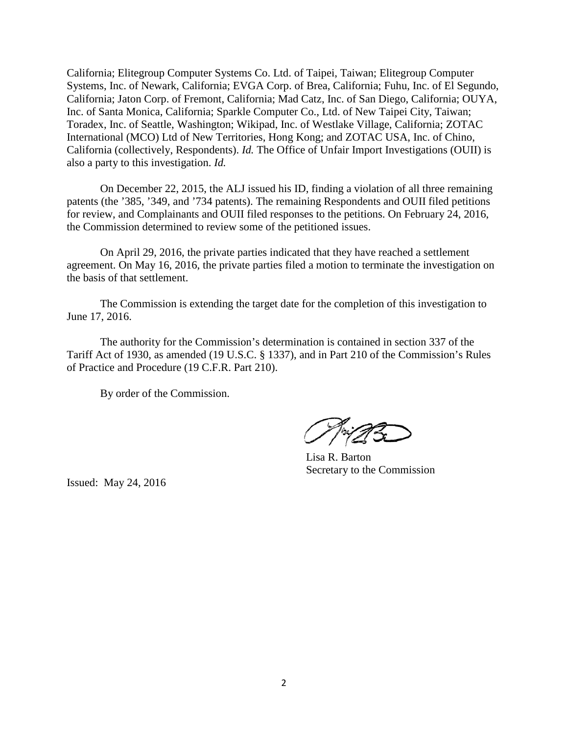California; Elitegroup Computer Systems Co. Ltd. of Taipei, Taiwan; Elitegroup Computer Systems, Inc. of Newark, California; EVGA Corp. of Brea, California; Fuhu, Inc. of El Segundo, California; Jaton Corp. of Fremont, California; Mad Catz, Inc. of San Diego, California; OUYA, Inc. of Santa Monica, California; Sparkle Computer Co., Ltd. of New Taipei City, Taiwan; Toradex, Inc. of Seattle, Washington; Wikipad, Inc. of Westlake Village, California; ZOTAC International (MCO) Ltd of New Territories, Hong Kong; and ZOTAC USA, Inc. of Chino, California (collectively, Respondents). *Id.* The Office of Unfair Import Investigations (OUII) is also a party to this investigation. *Id.*

On December 22, 2015, the ALJ issued his ID, finding a violation of all three remaining patents (the ’385, ’349, and ’734 patents). The remaining Respondents and OUII filed petitions for review, and Complainants and OUII filed responses to the petitions. On February 24, 2016, the Commission determined to review some of the petitioned issues.

On April 29, 2016, the private parties indicated that they have reached a settlement agreement. On May 16, 2016, the private parties filed a motion to terminate the investigation on the basis of that settlement.

The Commission is extending the target date for the completion of this investigation to June 17, 2016.

The authority for the Commission’s determination is contained in section 337 of the Tariff Act of 1930, as amended (19 U.S.C. § 1337), and in Part 210 of the Commission’s Rules of Practice and Procedure (19 C.F.R. Part 210).

By order of the Commission.

Lisa R. Barton
Secretary to the Commission

Issued: May 24, 2016